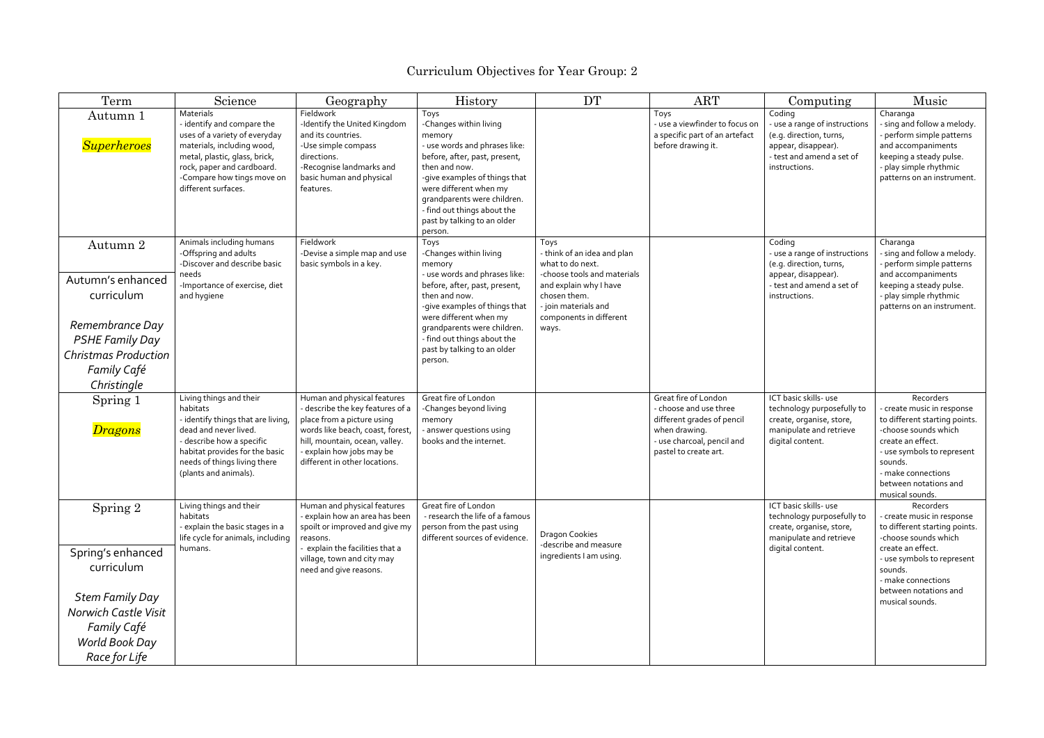# Curriculum Objectives for Year Group: 2

| Term | Science | Geography | History | DT | ART | Computing | Music |
|---|---|---|---|---|---|---|---|
| Autumn 1<br><br>*Superheroes* | Materials<br>- identify and compare the uses of a variety of everyday materials, including wood, metal, plastic, glass, brick, rock, paper and cardboard.<br>-Compare how tings move on different surfaces. | Fieldwork<br>-Identify the United Kingdom and its countries.<br>-Use simple compass directions.<br>-Recognise landmarks and basic human and physical features. | Toys<br>-Changes within living memory<br>- use words and phrases like: before, after, past, present, then and now.<br>-give examples of things that were different when my grandparents were children.<br>- find out things about the past by talking to an older person. | | Toys<br>- use a viewfinder to focus on a specific part of an artefact before drawing it. | Coding<br>- use a range of instructions (e.g. direction, turns, appear, disappear).<br>- test and amend a set of instructions. | Charanga<br>- sing and follow a melody.<br>- perform simple patterns and accompaniments keeping a steady pulse.<br>- play simple rhythmic patterns on an instrument. |
| Autumn 2<br><br>Autumn's enhanced curriculum<br><br>*Remembrance Day*<br>*PSHE Family Day*<br>*Christmas Production*<br>*Family Café*<br>*Christingle* | Animals including humans<br>-Offspring and adults<br>-Discover and describe basic needs<br>-Importance of exercise, diet and hygiene | Fieldwork<br>-Devise a simple map and use basic symbols in a key. | Toys<br>-Changes within living memory<br>- use words and phrases like: before, after, past, present, then and now.<br>-give examples of things that were different when my grandparents were children.<br>- find out things about the past by talking to an older person. | Toys<br>- think of an idea and plan what to do next.<br>-choose tools and materials and explain why I have chosen them.<br>- join materials and components in different ways. | | Coding<br>- use a range of instructions (e.g. direction, turns, appear, disappear).<br>- test and amend a set of instructions. | Charanga<br>- sing and follow a melody.<br>- perform simple patterns and accompaniments keeping a steady pulse.<br>- play simple rhythmic patterns on an instrument. |
| Spring 1<br><br>*Dragons* | Living things and their habitats<br>- identify things that are living, dead and never lived.<br>- describe how a specific habitat provides for the basic needs of things living there (plants and animals). | Human and physical features<br>- describe the key features of a place from a picture using words like beach, coast, forest, hill, mountain, ocean, valley.<br>- explain how jobs may be different in other locations. | Great fire of London<br>-Changes beyond living memory<br>- answer questions using books and the internet. | | Great fire of London<br>- choose and use three different grades of pencil when drawing.<br>- use charcoal, pencil and pastel to create art. | ICT basic skills- use technology purposefully to create, organise, store, manipulate and retrieve digital content. | Recorders<br>- create music in response to different starting points.<br>-choose sounds which create an effect.<br>- use symbols to represent sounds.<br>- make connections between notations and musical sounds. |
| Spring 2<br><br>Spring's enhanced curriculum<br><br>*Stem Family Day*<br>*Norwich Castle Visit*<br>*Family Café*<br>*World Book Day*<br>*Race for Life* | Living things and their habitats<br>- explain the basic stages in a life cycle for animals, including humans. | Human and physical features<br>- explain how an area has been spoilt or improved and give my reasons.<br>- explain the facilities that a village, town and city may need and give reasons. | Great fire of London<br>- research the life of a famous person from the past using different sources of evidence. | Dragon Cookies<br>-describe and measure ingredients I am using. | | ICT basic skills- use technology purposefully to create, organise, store, manipulate and retrieve digital content. | Recorders<br>- create music in response to different starting points.<br>-choose sounds which create an effect.<br>- use symbols to represent sounds.<br>- make connections between notations and musical sounds. |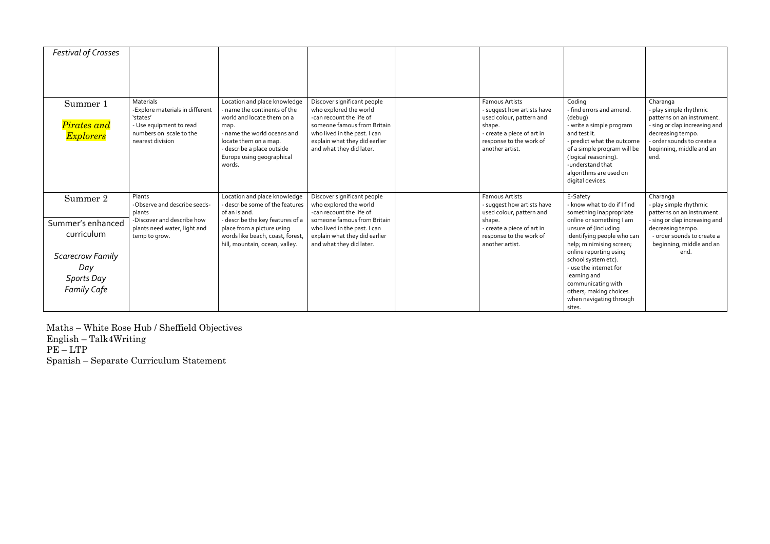| | | | | | | | |
|---|---|---|---|---|---|---|---|
| *Festival of Crosses* | | | | | | | |
| Summer 1<br><br>*Pirates and Explorers* | Materials<br>-Explore materials in different 'states'<br>- Use equipment to read numbers on scale to the nearest division | Location and place knowledge<br>- name the continents of the world and locate them on a map.<br>- name the world oceans and locate them on a map.<br>- describe a place outside Europe using geographical words. | Discover significant people who explored the world<br>-can recount the life of someone famous from Britain who lived in the past. I can explain what they did earlier and what they did later. | | Famous Artists<br>- suggest how artists have used colour, pattern and shape.<br>- create a piece of art in response to the work of another artist. | Coding<br>- find errors and amend. (debug)<br>- write a simple program and test it.<br>- predict what the outcome of a simple program will be (logical reasoning).<br>-understand that algorithms are used on digital devices. | Charanga<br>- play simple rhythmic patterns on an instrument.<br>- sing or clap increasing and decreasing tempo.<br>- order sounds to create a beginning, middle and an end. |
| Summer 2<br><br>Summer's enhanced curriculum<br><br>*Scarecrow Family Day*<br>*Sports Day*<br>*Family Cafe* | Plants<br>-Observe and describe seeds-plants<br>-Discover and describe how plants need water, light and temp to grow. | Location and place knowledge<br>- describe some of the features of an island.<br>- describe the key features of a place from a picture using words like beach, coast, forest, hill, mountain, ocean, valley. | Discover significant people who explored the world<br>-can recount the life of someone famous from Britain who lived in the past. I can explain what they did earlier and what they did later. | | Famous Artists<br>- suggest how artists have used colour, pattern and shape.<br>- create a piece of art in response to the work of another artist. | E-Safety<br>- know what to do if I find something inappropriate online or something I am unsure of (including identifying people who can help; minimising screen; online reporting using school system etc).<br>- use the internet for learning and communicating with others, making choices when navigating through sites. | Charanga<br>- play simple rhythmic patterns on an instrument.<br>- sing or clap increasing and decreasing tempo.<br>- order sounds to create a beginning, middle and an end. |

Maths – White Rose Hub / Sheffield Objectives
English – Talk4Writing
PE – LTP
Spanish – Separate Curriculum Statement